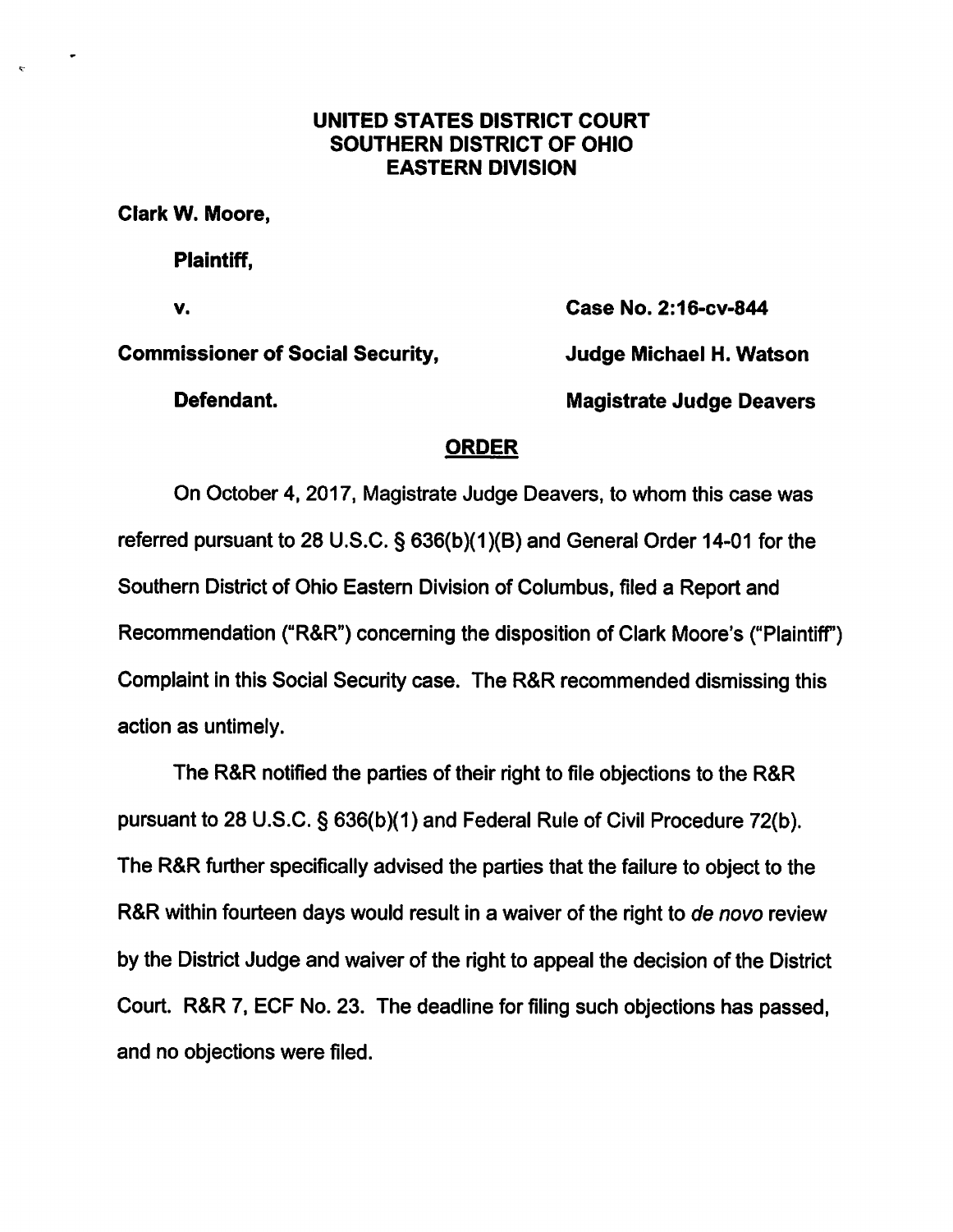**UNITED STATES DISTRICT COURT**
**SOUTHERN DISTRICT OF OHIO**
**EASTERN DIVISION**

**Clark W. Moore,**

**Plaintiff,**

**v.** **Case No. 2:16-cv-844**

**Commissioner of Social Security,** **Judge Michael H. Watson**

**Defendant.** **Magistrate Judge Deavers**

## ORDER

On October 4, 2017, Magistrate Judge Deavers, to whom this case was referred pursuant to 28 U.S.C. § 636(b)(1)(B) and General Order 14-01 for the Southern District of Ohio Eastern Division of Columbus, filed a Report and Recommendation ("R&R") concerning the disposition of Clark Moore's ("Plaintiff") Complaint in this Social Security case. The R&R recommended dismissing this action as untimely.

The R&R notified the parties of their right to file objections to the R&R pursuant to 28 U.S.C. § 636(b)(1) and Federal Rule of Civil Procedure 72(b). The R&R further specifically advised the parties that the failure to object to the R&R within fourteen days would result in a waiver of the right to *de novo* review by the District Judge and waiver of the right to appeal the decision of the District Court. R&R 7, ECF No. 23. The deadline for filing such objections has passed, and no objections were filed.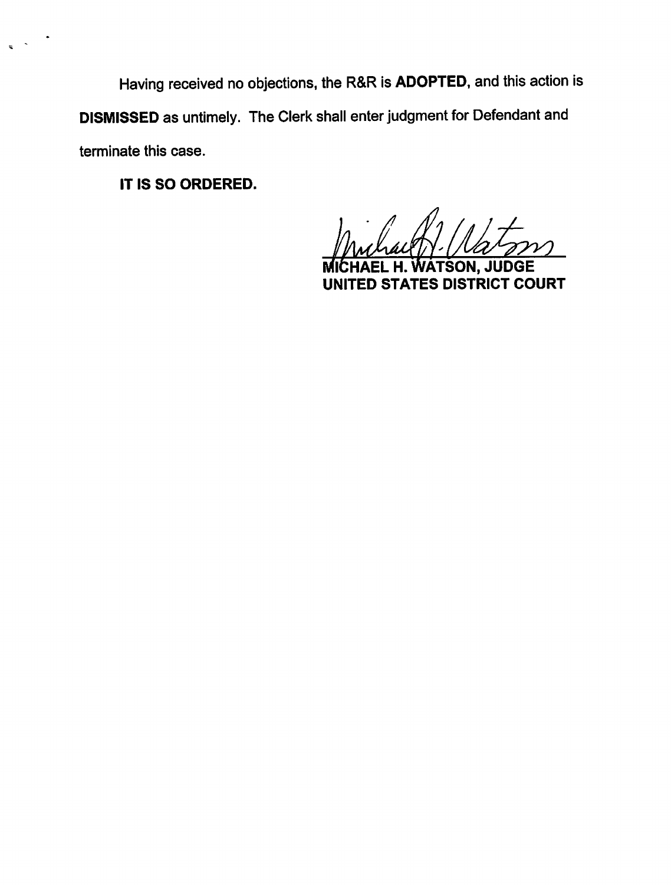Having received no objections, the R&R is **ADOPTED**, and this action is **DISMISSED** as untimely. The Clerk shall enter judgment for Defendant and terminate this case.

**IT IS SO ORDERED.**

**MICHAEL H. WATSON, JUDGE**
**UNITED STATES DISTRICT COURT**